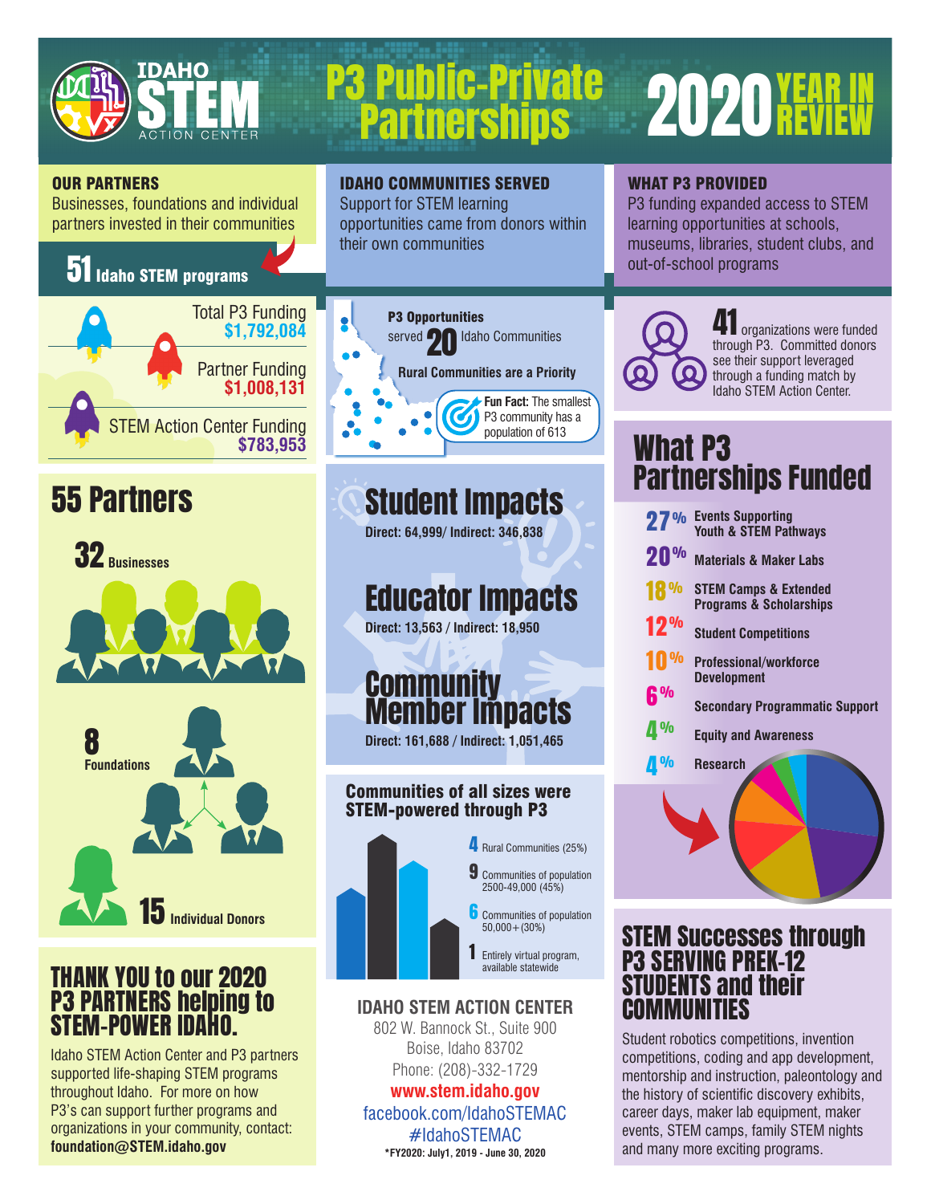# IDAHO STEM ACTION CENTER

# P3 Public-Private Partnerships

# 2020 YEAR IN REVIEW

## OUR PARTNERS

Businesses, foundations and individual partners invested in their communities

**51** Idaho STEM programs

Total P3 Funding **$1,792,084**

Partner Funding **$1,008,131**

STEM Action Center Funding **$783,953**

## 55 Partners

**32** Businesses

**8** Foundations

**15** Individual Donors

## THANK YOU to our 2020 P3 PARTNERS helping to STEM-POWER IDAHO.

Idaho STEM Action Center and P3 partners supported life-shaping STEM programs throughout Idaho. For more on how P3's can support further programs and organizations in your community, contact: **foundation@STEM.idaho.gov**

## IDAHO COMMUNITIES SERVED

Support for STEM learning opportunities came from donors within their own communities

**P3 Opportunities** served **20** Idaho Communities

**Rural Communities are a Priority**

**Fun Fact:** The smallest P3 community has a population of 613

## Student Impacts

**Direct: 64,999/ Indirect: 346,838**

## Educator Impacts

**Direct: 13,563 / Indirect: 18,950**

## Community Member Impacts

**Direct: 161,688 / Indirect: 1,051,465**

### Communities of all sizes were STEM-powered through P3

- **4** Rural Communities (25%)
- **9** Communities of population 2500-49,000 (45%)
- **6** Communities of population 50,000+ (30%)
- **1** Entirely virtual program, available statewide

**IDAHO STEM ACTION CENTER**
802 W. Bannock St., Suite 900
Boise, Idaho 83702
Phone: (208)-332-1729
**www.stem.idaho.gov**
facebook.com/IdahoSTEMAC
#IdahoSTEMAC
***FY2020: July1, 2019 - June 30, 2020**

## WHAT P3 PROVIDED

P3 funding expanded access to STEM learning opportunities at schools, museums, libraries, student clubs, and out-of-school programs

**41** organizations were funded through P3. Committed donors see their support leveraged through a funding match by Idaho STEM Action Center.

## What P3 Partnerships Funded

- **27%** Events Supporting Youth & STEM Pathways
- **20%** Materials & Maker Labs
- **18%** STEM Camps & Extended Programs & Scholarships
- **12%** Student Competitions
- **10%** Professional/workforce Development
- **6%** Secondary Programmatic Support
- **4%** Equity and Awareness
- **4%** Research

## STEM Successes through P3 SERVING PREK-12 STUDENTS and their COMMUNITIES

Student robotics competitions, invention competitions, coding and app development, mentorship and instruction, paleontology and the history of scientific discovery exhibits, career days, maker lab equipment, maker events, STEM camps, family STEM nights and many more exciting programs.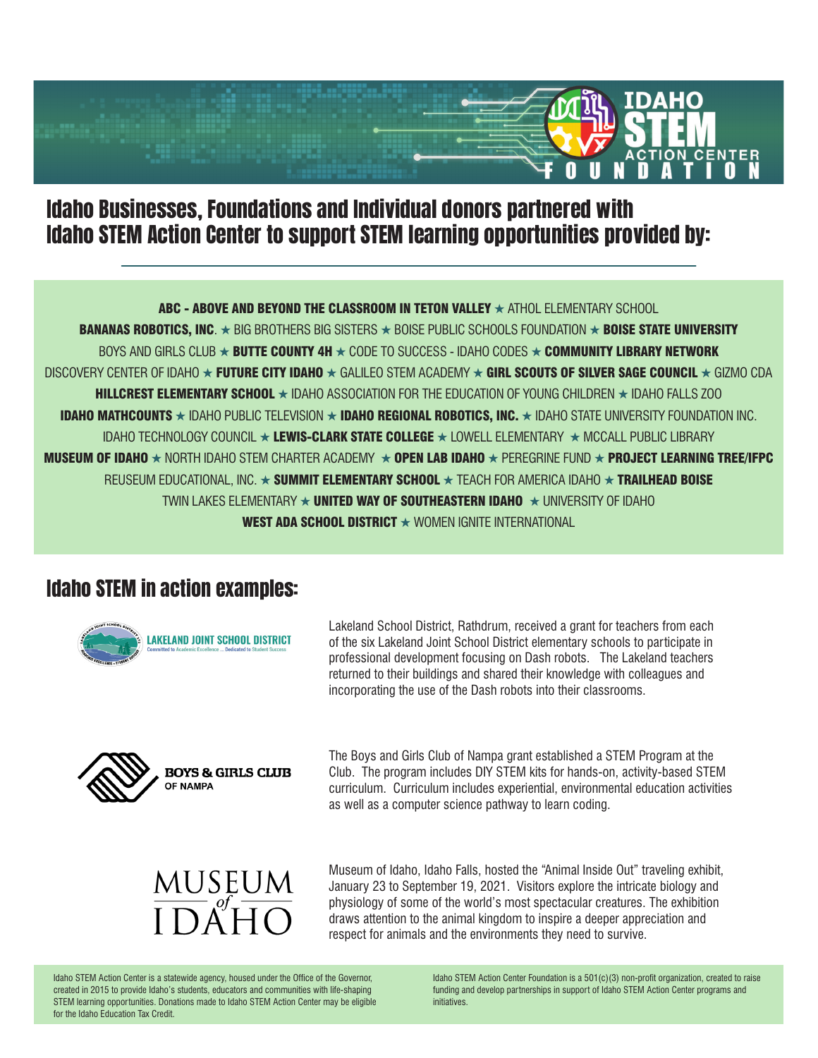IDAHO STEM ACTION CENTER FOUNDATION

## Idaho Businesses, Foundations and Individual donors partnered with Idaho STEM Action Center to support STEM learning opportunities provided by:

**ABC - ABOVE AND BEYOND THE CLASSROOM IN TETON VALLEY** ★ ATHOL ELEMENTARY SCHOOL
**BANANAS ROBOTICS, INC**. ★ BIG BROTHERS BIG SISTERS ★ BOISE PUBLIC SCHOOLS FOUNDATION ★ **BOISE STATE UNIVERSITY**
BOYS AND GIRLS CLUB ★ **BUTTE COUNTY 4H** ★ CODE TO SUCCESS - IDAHO CODES ★ **COMMUNITY LIBRARY NETWORK**
DISCOVERY CENTER OF IDAHO ★ **FUTURE CITY IDAHO** ★ GALILEO STEM ACADEMY ★ **GIRL SCOUTS OF SILVER SAGE COUNCIL** ★ GIZMO CDA
**HILLCREST ELEMENTARY SCHOOL** ★ IDAHO ASSOCIATION FOR THE EDUCATION OF YOUNG CHILDREN ★ IDAHO FALLS ZOO
**IDAHO MATHCOUNTS** ★ IDAHO PUBLIC TELEVISION ★ **IDAHO REGIONAL ROBOTICS, INC.** ★ IDAHO STATE UNIVERSITY FOUNDATION INC.
IDAHO TECHNOLOGY COUNCIL ★ **LEWIS-CLARK STATE COLLEGE** ★ LOWELL ELEMENTARY ★ MCCALL PUBLIC LIBRARY
**MUSEUM OF IDAHO** ★ NORTH IDAHO STEM CHARTER ACADEMY ★ **OPEN LAB IDAHO** ★ PEREGRINE FUND ★ **PROJECT LEARNING TREE/IFPC**
REUSEUM EDUCATIONAL, INC. ★ **SUMMIT ELEMENTARY SCHOOL** ★ TEACH FOR AMERICA IDAHO ★ **TRAILHEAD BOISE**
TWIN LAKES ELEMENTARY ★ **UNITED WAY OF SOUTHEASTERN IDAHO** ★ UNIVERSITY OF IDAHO
**WEST ADA SCHOOL DISTRICT** ★ WOMEN IGNITE INTERNATIONAL

## Idaho STEM in action examples:

LAKELAND JOINT SCHOOL DISTRICT
Committed to Academic Excellence ... Dedicated to Student Success

Lakeland School District, Rathdrum, received a grant for teachers from each of the six Lakeland Joint School District elementary schools to participate in professional development focusing on Dash robots. The Lakeland teachers returned to their buildings and shared their knowledge with colleagues and incorporating the use of the Dash robots into their classrooms.

BOYS & GIRLS CLUB OF NAMPA

The Boys and Girls Club of Nampa grant established a STEM Program at the Club. The program includes DIY STEM kits for hands-on, activity-based STEM curriculum. Curriculum includes experiential, environmental education activities as well as a computer science pathway to learn coding.

MUSEUM of IDAHO

Museum of Idaho, Idaho Falls, hosted the "Animal Inside Out" traveling exhibit, January 23 to September 19, 2021. Visitors explore the intricate biology and physiology of some of the world's most spectacular creatures. The exhibition draws attention to the animal kingdom to inspire a deeper appreciation and respect for animals and the environments they need to survive.

Idaho STEM Action Center is a statewide agency, housed under the Office of the Governor, created in 2015 to provide Idaho's students, educators and communities with life-shaping STEM learning opportunities. Donations made to Idaho STEM Action Center may be eligible for the Idaho Education Tax Credit.

Idaho STEM Action Center Foundation is a 501(c)(3) non-profit organization, created to raise funding and develop partnerships in support of Idaho STEM Action Center programs and initiatives.